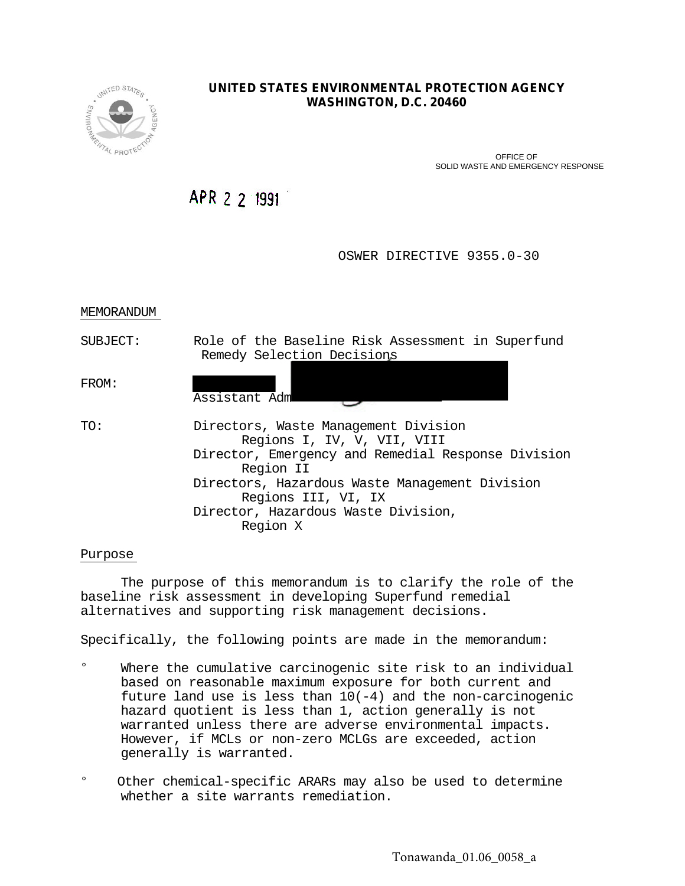**UNITED STATES ENVIRONMENTAL PROTECTION AGENCY**
**WASHINGTON, D.C. 20460**

OFFICE OF
SOLID WASTE AND EMERGENCY RESPONSE

APR 22 1991

OSWER DIRECTIVE 9355.0-30

MEMORANDUM

SUBJECT: Role of the Baseline Risk Assessment in Superfund Remedy Selection Decisions

FROM: Assistant Adm

TO: Directors, Waste Management Division
Regions I, IV, V, VII, VIII
Director, Emergency and Remedial Response Division
Region II
Directors, Hazardous Waste Management Division
Regions III, VI, IX
Director, Hazardous Waste Division,
Region X

Purpose

The purpose of this memorandum is to clarify the role of the baseline risk assessment in developing Superfund remedial alternatives and supporting risk management decisions.

Specifically, the following points are made in the memorandum:

° Where the cumulative carcinogenic site risk to an individual based on reasonable maximum exposure for both current and future land use is less than 10(-4) and the non-carcinogenic hazard quotient is less than 1, action generally is not warranted unless there are adverse environmental impacts. However, if MCLs or non-zero MCLGs are exceeded, action generally is warranted.

° Other chemical-specific ARARs may also be used to determine whether a site warrants remediation.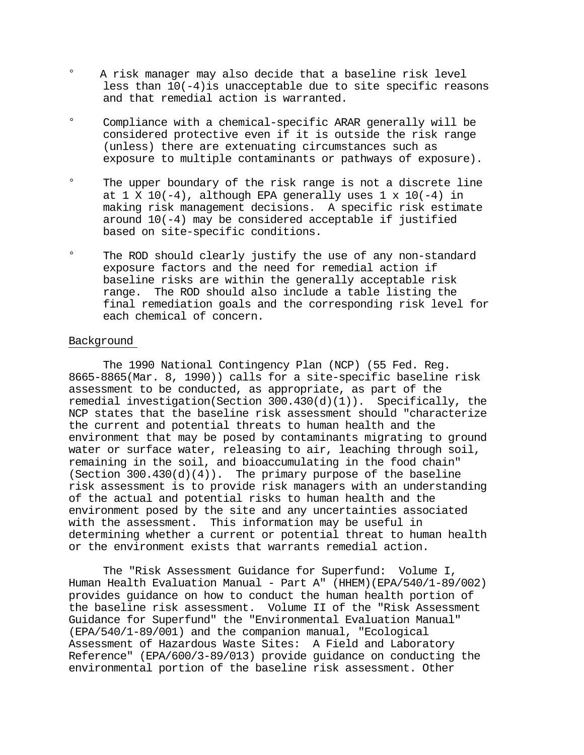- A risk manager may also decide that a baseline risk level less than 10(-4)is unacceptable due to site specific reasons and that remedial action is warranted.

- Compliance with a chemical-specific ARAR generally will be considered protective even if it is outside the risk range (unless) there are extenuating circumstances such as exposure to multiple contaminants or pathways of exposure).

- The upper boundary of the risk range is not a discrete line at 1 X 10(-4), although EPA generally uses 1 x 10(-4) in making risk management decisions. A specific risk estimate around 10(-4) may be considered acceptable if justified based on site-specific conditions.

- The ROD should clearly justify the use of any non-standard exposure factors and the need for remedial action if baseline risks are within the generally acceptable risk range. The ROD should also include a table listing the final remediation goals and the corresponding risk level for each chemical of concern.

## Background

The 1990 National Contingency Plan (NCP) (55 Fed. Reg. 8665-8865(Mar. 8, 1990)) calls for a site-specific baseline risk assessment to be conducted, as appropriate, as part of the remedial investigation(Section 300.430(d)(1)). Specifically, the NCP states that the baseline risk assessment should "characterize the current and potential threats to human health and the environment that may be posed by contaminants migrating to ground water or surface water, releasing to air, leaching through soil, remaining in the soil, and bioaccumulating in the food chain" (Section 300.430(d)(4)). The primary purpose of the baseline risk assessment is to provide risk managers with an understanding of the actual and potential risks to human health and the environment posed by the site and any uncertainties associated with the assessment. This information may be useful in determining whether a current or potential threat to human health or the environment exists that warrants remedial action.

The "Risk Assessment Guidance for Superfund: Volume I, Human Health Evaluation Manual - Part A" (HHEM)(EPA/540/1-89/002) provides guidance on how to conduct the human health portion of the baseline risk assessment. Volume II of the "Risk Assessment Guidance for Superfund" the "Environmental Evaluation Manual" (EPA/540/1-89/001) and the companion manual, "Ecological Assessment of Hazardous Waste Sites: A Field and Laboratory Reference" (EPA/600/3-89/013) provide guidance on conducting the environmental portion of the baseline risk assessment. Other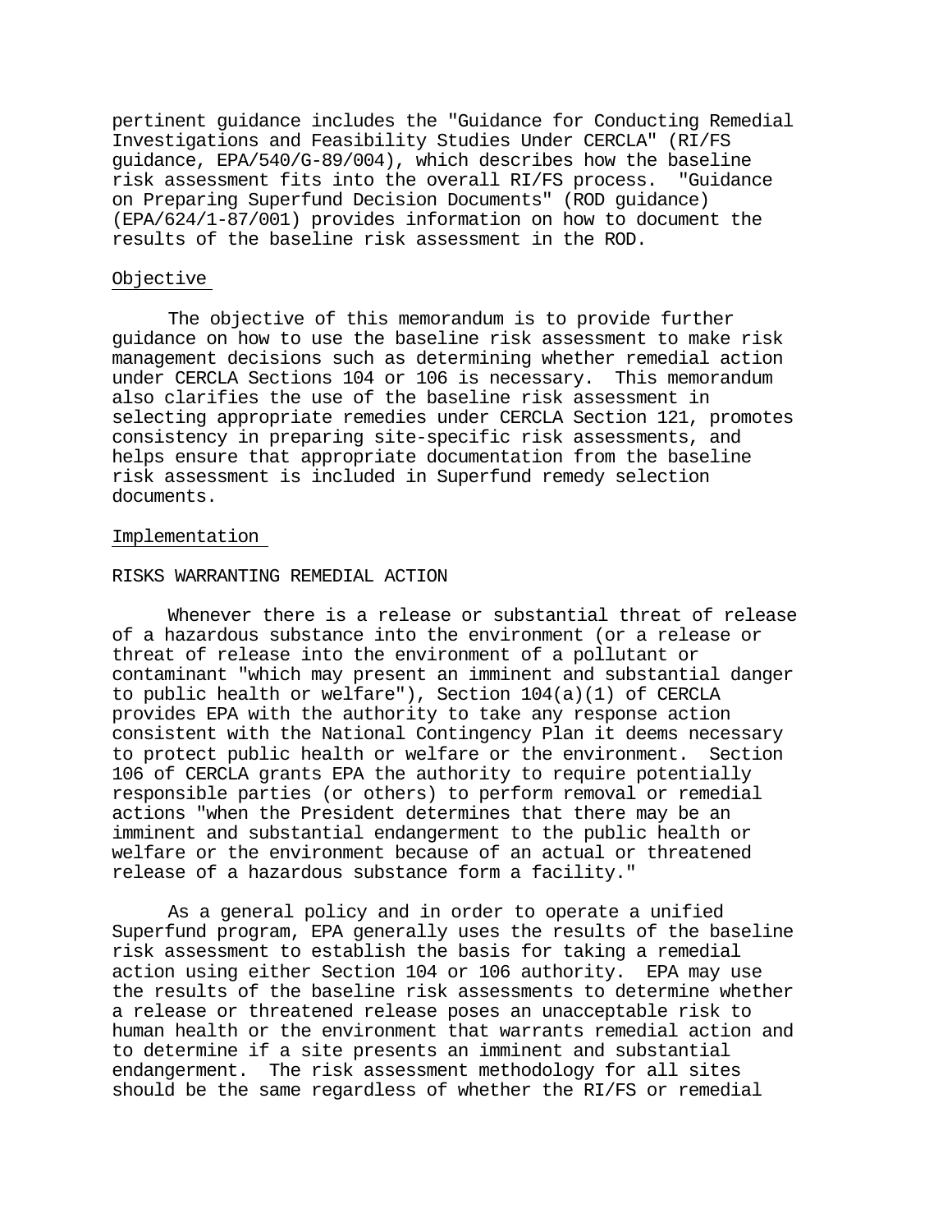pertinent guidance includes the "Guidance for Conducting Remedial Investigations and Feasibility Studies Under CERCLA" (RI/FS guidance, EPA/540/G-89/004), which describes how the baseline risk assessment fits into the overall RI/FS process. "Guidance on Preparing Superfund Decision Documents" (ROD guidance) (EPA/624/1-87/001) provides information on how to document the results of the baseline risk assessment in the ROD.

## Objective

The objective of this memorandum is to provide further guidance on how to use the baseline risk assessment to make risk management decisions such as determining whether remedial action under CERCLA Sections 104 or 106 is necessary. This memorandum also clarifies the use of the baseline risk assessment in selecting appropriate remedies under CERCLA Section 121, promotes consistency in preparing site-specific risk assessments, and helps ensure that appropriate documentation from the baseline risk assessment is included in Superfund remedy selection documents.

## Implementation

### RISKS WARRANTING REMEDIAL ACTION

Whenever there is a release or substantial threat of release of a hazardous substance into the environment (or a release or threat of release into the environment of a pollutant or contaminant "which may present an imminent and substantial danger to public health or welfare"), Section 104(a)(1) of CERCLA provides EPA with the authority to take any response action consistent with the National Contingency Plan it deems necessary to protect public health or welfare or the environment. Section 106 of CERCLA grants EPA the authority to require potentially responsible parties (or others) to perform removal or remedial actions "when the President determines that there may be an imminent and substantial endangerment to the public health or welfare or the environment because of an actual or threatened release of a hazardous substance form a facility."

As a general policy and in order to operate a unified Superfund program, EPA generally uses the results of the baseline risk assessment to establish the basis for taking a remedial action using either Section 104 or 106 authority. EPA may use the results of the baseline risk assessments to determine whether a release or threatened release poses an unacceptable risk to human health or the environment that warrants remedial action and to determine if a site presents an imminent and substantial endangerment. The risk assessment methodology for all sites should be the same regardless of whether the RI/FS or remedial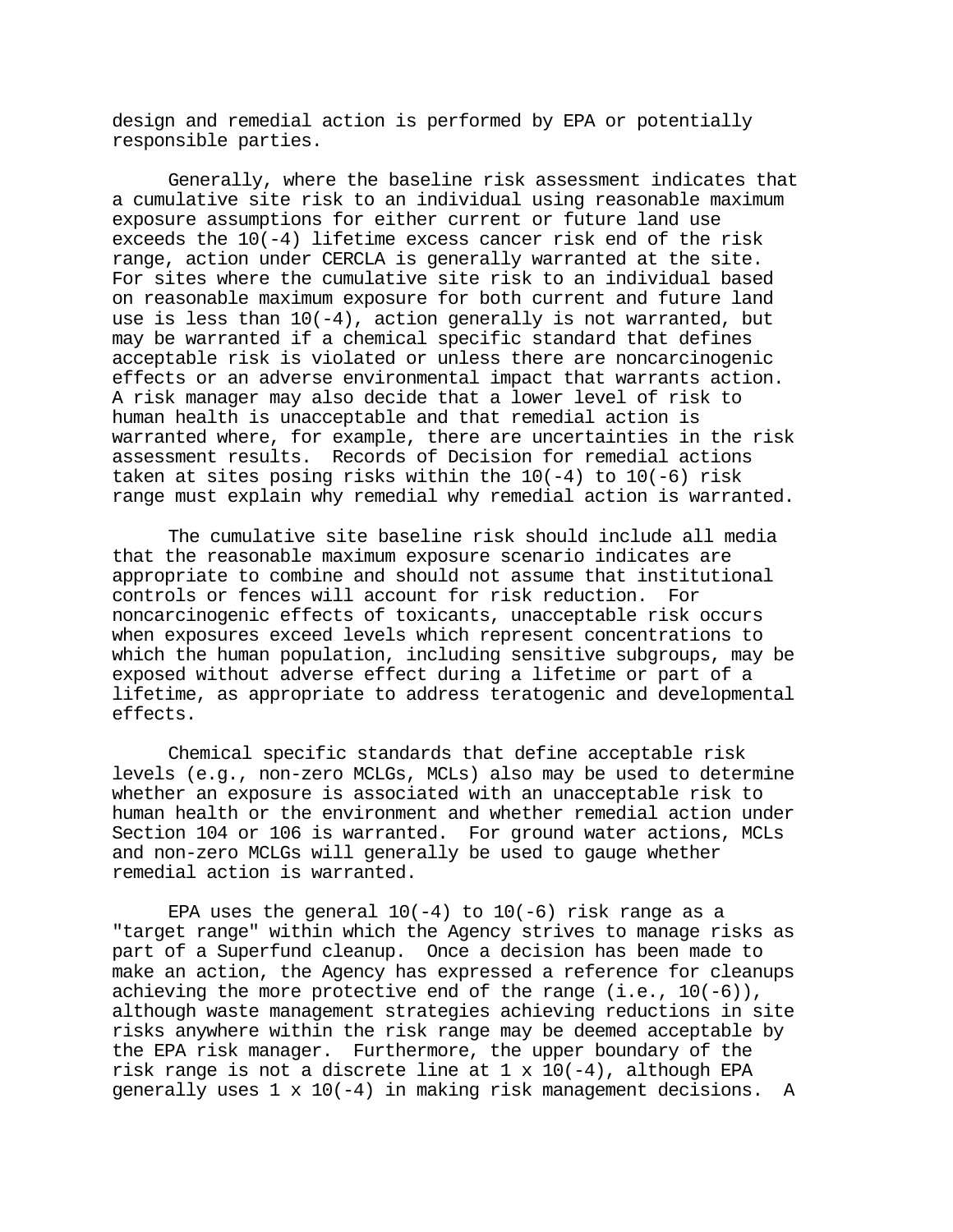design and remedial action is performed by EPA or potentially responsible parties.

Generally, where the baseline risk assessment indicates that a cumulative site risk to an individual using reasonable maximum exposure assumptions for either current or future land use exceeds the 10(-4) lifetime excess cancer risk end of the risk range, action under CERCLA is generally warranted at the site. For sites where the cumulative site risk to an individual based on reasonable maximum exposure for both current and future land use is less than 10(-4), action generally is not warranted, but may be warranted if a chemical specific standard that defines acceptable risk is violated or unless there are noncarcinogenic effects or an adverse environmental impact that warrants action. A risk manager may also decide that a lower level of risk to human health is unacceptable and that remedial action is warranted where, for example, there are uncertainties in the risk assessment results. Records of Decision for remedial actions taken at sites posing risks within the 10(-4) to 10(-6) risk range must explain why remedial why remedial action is warranted.

The cumulative site baseline risk should include all media that the reasonable maximum exposure scenario indicates are appropriate to combine and should not assume that institutional controls or fences will account for risk reduction. For noncarcinogenic effects of toxicants, unacceptable risk occurs when exposures exceed levels which represent concentrations to which the human population, including sensitive subgroups, may be exposed without adverse effect during a lifetime or part of a lifetime, as appropriate to address teratogenic and developmental effects.

Chemical specific standards that define acceptable risk levels (e.g., non-zero MCLGs, MCLs) also may be used to determine whether an exposure is associated with an unacceptable risk to human health or the environment and whether remedial action under Section 104 or 106 is warranted. For ground water actions, MCLs and non-zero MCLGs will generally be used to gauge whether remedial action is warranted.

EPA uses the general 10(-4) to 10(-6) risk range as a "target range" within which the Agency strives to manage risks as part of a Superfund cleanup. Once a decision has been made to make an action, the Agency has expressed a reference for cleanups achieving the more protective end of the range (i.e., 10(-6)), although waste management strategies achieving reductions in site risks anywhere within the risk range may be deemed acceptable by the EPA risk manager. Furthermore, the upper boundary of the risk range is not a discrete line at 1 x 10(-4), although EPA generally uses 1 x 10(-4) in making risk management decisions. A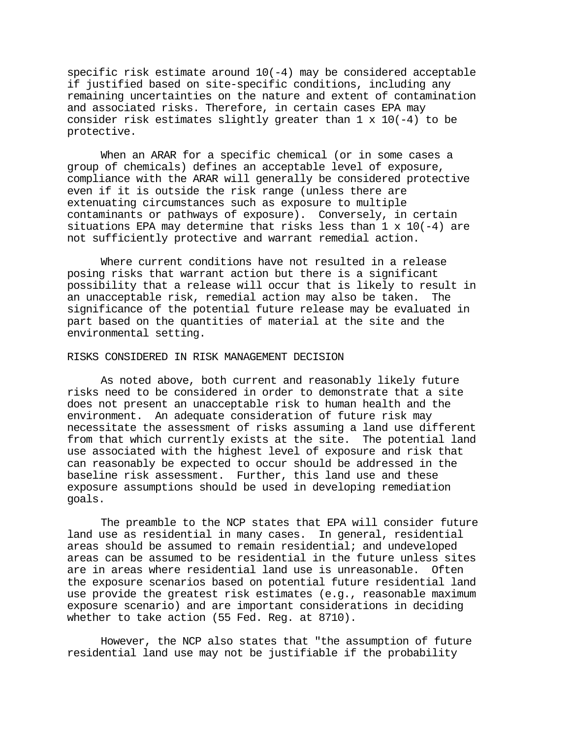specific risk estimate around 10(-4) may be considered acceptable if justified based on site-specific conditions, including any remaining uncertainties on the nature and extent of contamination and associated risks. Therefore, in certain cases EPA may consider risk estimates slightly greater than 1 x 10(-4) to be protective.

When an ARAR for a specific chemical (or in some cases a group of chemicals) defines an acceptable level of exposure, compliance with the ARAR will generally be considered protective even if it is outside the risk range (unless there are extenuating circumstances such as exposure to multiple contaminants or pathways of exposure). Conversely, in certain situations EPA may determine that risks less than 1 x 10(-4) are not sufficiently protective and warrant remedial action.

Where current conditions have not resulted in a release posing risks that warrant action but there is a significant possibility that a release will occur that is likely to result in an unacceptable risk, remedial action may also be taken. The significance of the potential future release may be evaluated in part based on the quantities of material at the site and the environmental setting.

## RISKS CONSIDERED IN RISK MANAGEMENT DECISION

As noted above, both current and reasonably likely future risks need to be considered in order to demonstrate that a site does not present an unacceptable risk to human health and the environment. An adequate consideration of future risk may necessitate the assessment of risks assuming a land use different from that which currently exists at the site. The potential land use associated with the highest level of exposure and risk that can reasonably be expected to occur should be addressed in the baseline risk assessment. Further, this land use and these exposure assumptions should be used in developing remediation goals.

The preamble to the NCP states that EPA will consider future land use as residential in many cases. In general, residential areas should be assumed to remain residential; and undeveloped areas can be assumed to be residential in the future unless sites are in areas where residential land use is unreasonable. Often the exposure scenarios based on potential future residential land use provide the greatest risk estimates (e.g., reasonable maximum exposure scenario) and are important considerations in deciding whether to take action (55 Fed. Reg. at 8710).

However, the NCP also states that "the assumption of future residential land use may not be justifiable if the probability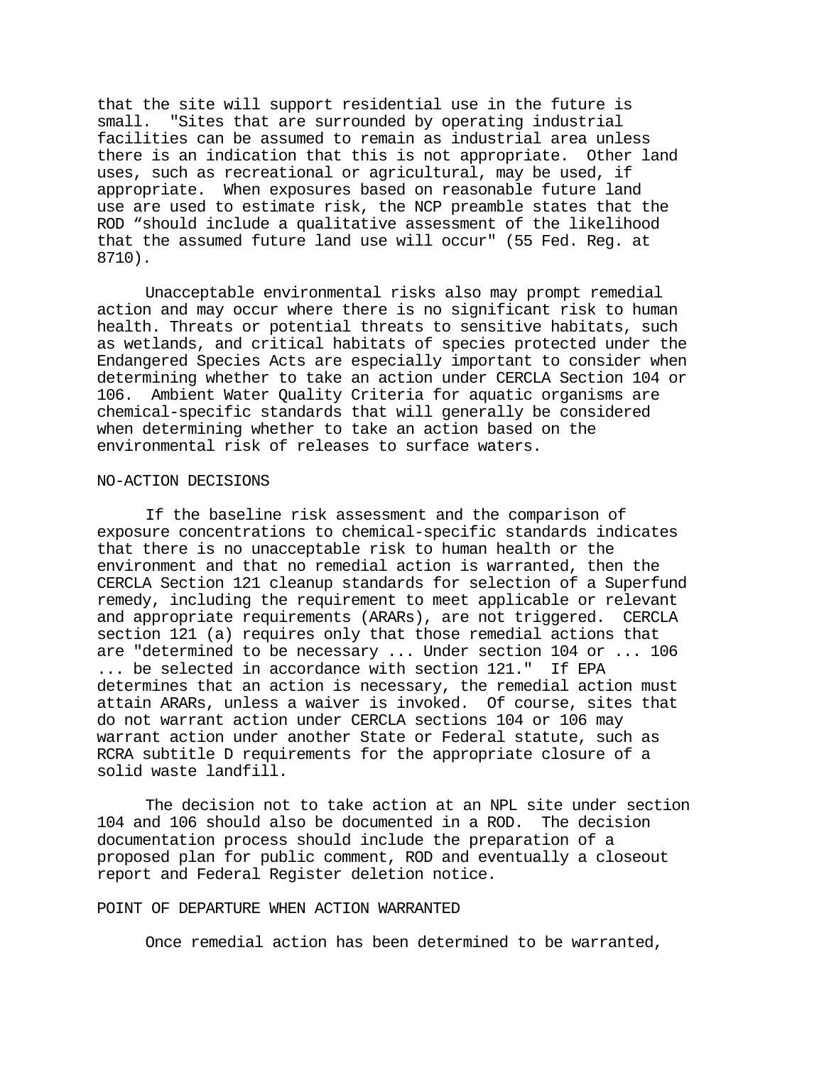that the site will support residential use in the future is small. "Sites that are surrounded by operating industrial facilities can be assumed to remain as industrial area unless there is an indication that this is not appropriate. Other land uses, such as recreational or agricultural, may be used, if appropriate. When exposures based on reasonable future land use are used to estimate risk, the NCP preamble states that the ROD "should include a qualitative assessment of the likelihood that the assumed future land use will occur" (55 Fed. Reg. at 8710).

Unacceptable environmental risks also may prompt remedial action and may occur where there is no significant risk to human health. Threats or potential threats to sensitive habitats, such as wetlands, and critical habitats of species protected under the Endangered Species Acts are especially important to consider when determining whether to take an action under CERCLA Section 104 or 106. Ambient Water Quality Criteria for aquatic organisms are chemical-specific standards that will generally be considered when determining whether to take an action based on the environmental risk of releases to surface waters.

## NO-ACTION DECISIONS

If the baseline risk assessment and the comparison of exposure concentrations to chemical-specific standards indicates that there is no unacceptable risk to human health or the environment and that no remedial action is warranted, then the CERCLA Section 121 cleanup standards for selection of a Superfund remedy, including the requirement to meet applicable or relevant and appropriate requirements (ARARs), are not triggered. CERCLA section 121 (a) requires only that those remedial actions that are "determined to be necessary ... Under section 104 or ... 106 ... be selected in accordance with section 121." If EPA determines that an action is necessary, the remedial action must attain ARARs, unless a waiver is invoked. Of course, sites that do not warrant action under CERCLA sections 104 or 106 may warrant action under another State or Federal statute, such as RCRA subtitle D requirements for the appropriate closure of a solid waste landfill.

The decision not to take action at an NPL site under section 104 and 106 should also be documented in a ROD. The decision documentation process should include the preparation of a proposed plan for public comment, ROD and eventually a closeout report and Federal Register deletion notice.

## POINT OF DEPARTURE WHEN ACTION WARRANTED

Once remedial action has been determined to be warranted,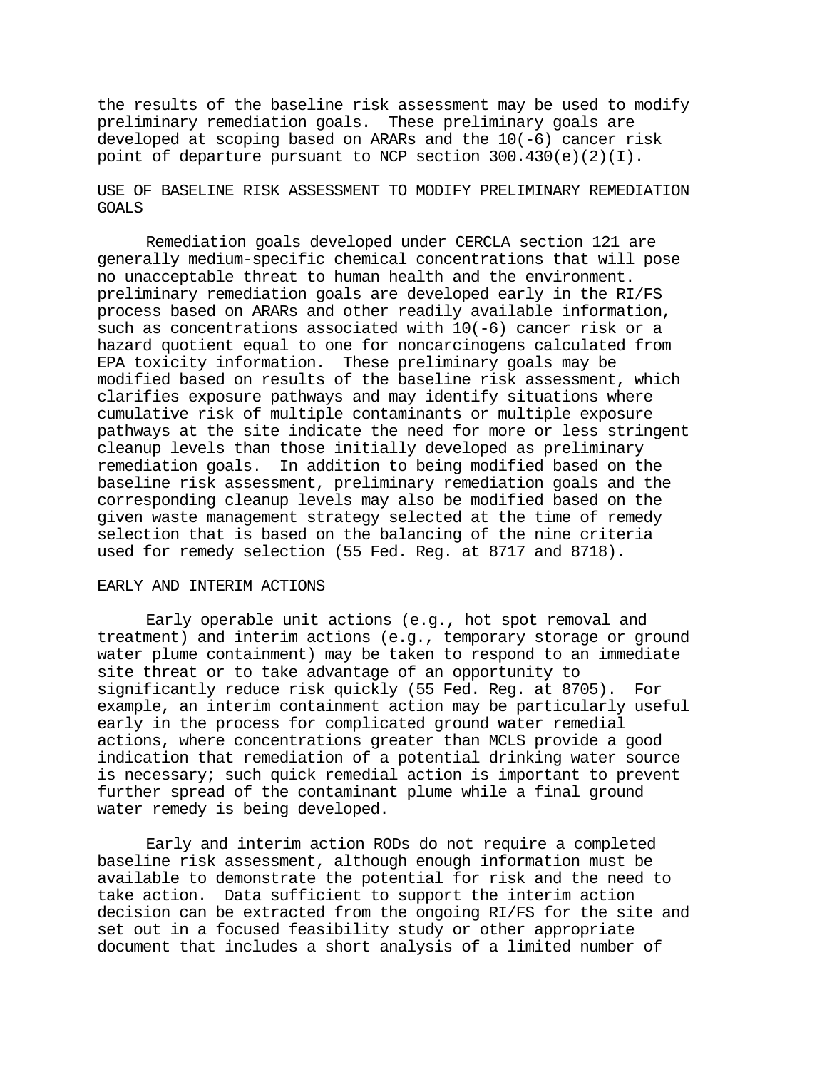the results of the baseline risk assessment may be used to modify preliminary remediation goals. These preliminary goals are developed at scoping based on ARARs and the 10(-6) cancer risk point of departure pursuant to NCP section 300.430(e)(2)(I).

## USE OF BASELINE RISK ASSESSMENT TO MODIFY PRELIMINARY REMEDIATION GOALS

Remediation goals developed under CERCLA section 121 are generally medium-specific chemical concentrations that will pose no unacceptable threat to human health and the environment. preliminary remediation goals are developed early in the RI/FS process based on ARARs and other readily available information, such as concentrations associated with 10(-6) cancer risk or a hazard quotient equal to one for noncarcinogens calculated from EPA toxicity information. These preliminary goals may be modified based on results of the baseline risk assessment, which clarifies exposure pathways and may identify situations where cumulative risk of multiple contaminants or multiple exposure pathways at the site indicate the need for more or less stringent cleanup levels than those initially developed as preliminary remediation goals. In addition to being modified based on the baseline risk assessment, preliminary remediation goals and the corresponding cleanup levels may also be modified based on the given waste management strategy selected at the time of remedy selection that is based on the balancing of the nine criteria used for remedy selection (55 Fed. Reg. at 8717 and 8718).

## EARLY AND INTERIM ACTIONS

Early operable unit actions (e.g., hot spot removal and treatment) and interim actions (e.g., temporary storage or ground water plume containment) may be taken to respond to an immediate site threat or to take advantage of an opportunity to significantly reduce risk quickly (55 Fed. Reg. at 8705). For example, an interim containment action may be particularly useful early in the process for complicated ground water remedial actions, where concentrations greater than MCLS provide a good indication that remediation of a potential drinking water source is necessary; such quick remedial action is important to prevent further spread of the contaminant plume while a final ground water remedy is being developed.

Early and interim action RODs do not require a completed baseline risk assessment, although enough information must be available to demonstrate the potential for risk and the need to take action. Data sufficient to support the interim action decision can be extracted from the ongoing RI/FS for the site and set out in a focused feasibility study or other appropriate document that includes a short analysis of a limited number of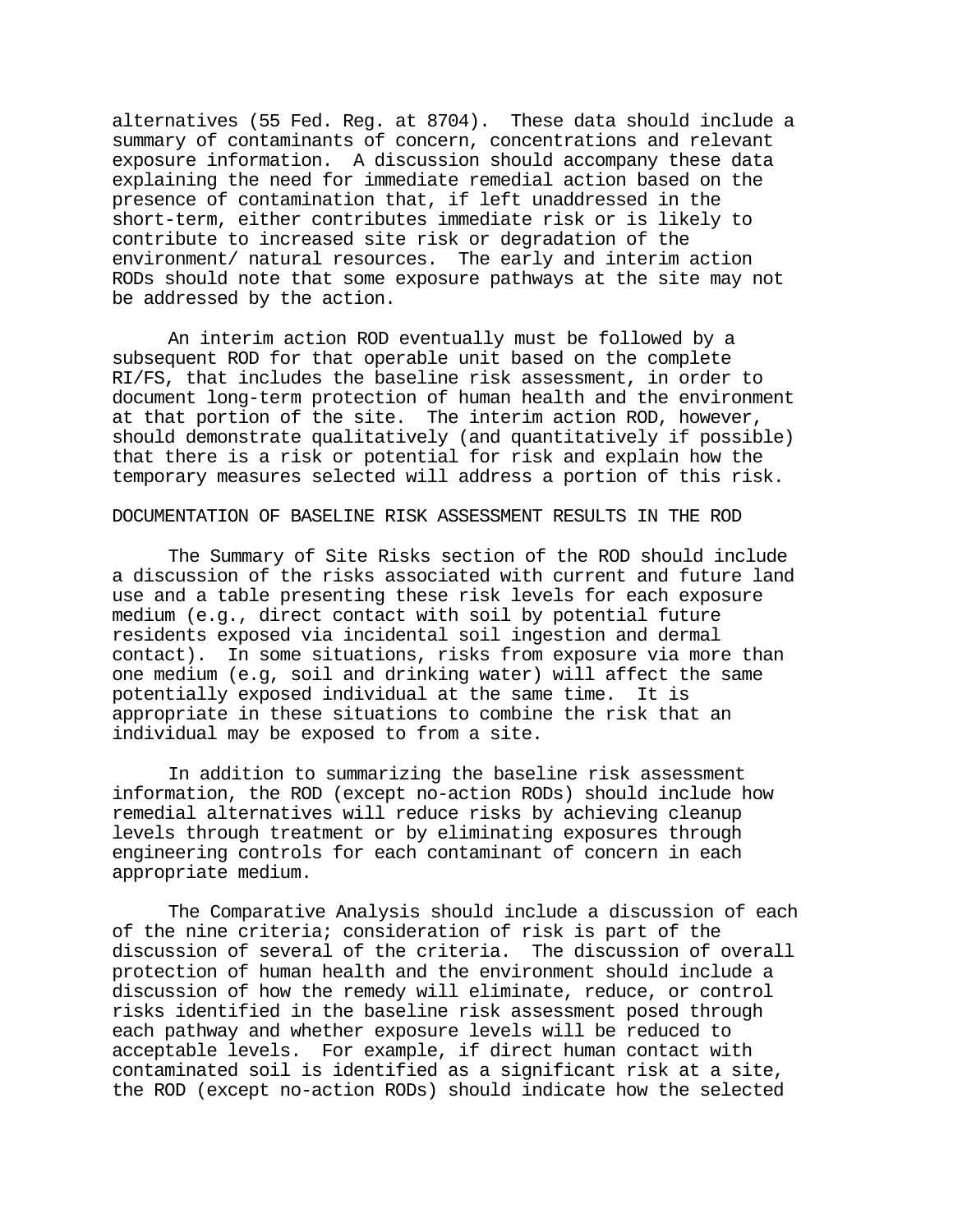alternatives (55 Fed. Reg. at 8704). These data should include a summary of contaminants of concern, concentrations and relevant exposure information. A discussion should accompany these data explaining the need for immediate remedial action based on the presence of contamination that, if left unaddressed in the short-term, either contributes immediate risk or is likely to contribute to increased site risk or degradation of the environment/ natural resources. The early and interim action RODs should note that some exposure pathways at the site may not be addressed by the action.

An interim action ROD eventually must be followed by a subsequent ROD for that operable unit based on the complete RI/FS, that includes the baseline risk assessment, in order to document long-term protection of human health and the environment at that portion of the site. The interim action ROD, however, should demonstrate qualitatively (and quantitatively if possible) that there is a risk or potential for risk and explain how the temporary measures selected will address a portion of this risk.

## DOCUMENTATION OF BASELINE RISK ASSESSMENT RESULTS IN THE ROD

The Summary of Site Risks section of the ROD should include a discussion of the risks associated with current and future land use and a table presenting these risk levels for each exposure medium (e.g., direct contact with soil by potential future residents exposed via incidental soil ingestion and dermal contact). In some situations, risks from exposure via more than one medium (e.g, soil and drinking water) will affect the same potentially exposed individual at the same time. It is appropriate in these situations to combine the risk that an individual may be exposed to from a site.

In addition to summarizing the baseline risk assessment information, the ROD (except no-action RODs) should include how remedial alternatives will reduce risks by achieving cleanup levels through treatment or by eliminating exposures through engineering controls for each contaminant of concern in each appropriate medium.

The Comparative Analysis should include a discussion of each of the nine criteria; consideration of risk is part of the discussion of several of the criteria. The discussion of overall protection of human health and the environment should include a discussion of how the remedy will eliminate, reduce, or control risks identified in the baseline risk assessment posed through each pathway and whether exposure levels will be reduced to acceptable levels. For example, if direct human contact with contaminated soil is identified as a significant risk at a site, the ROD (except no-action RODs) should indicate how the selected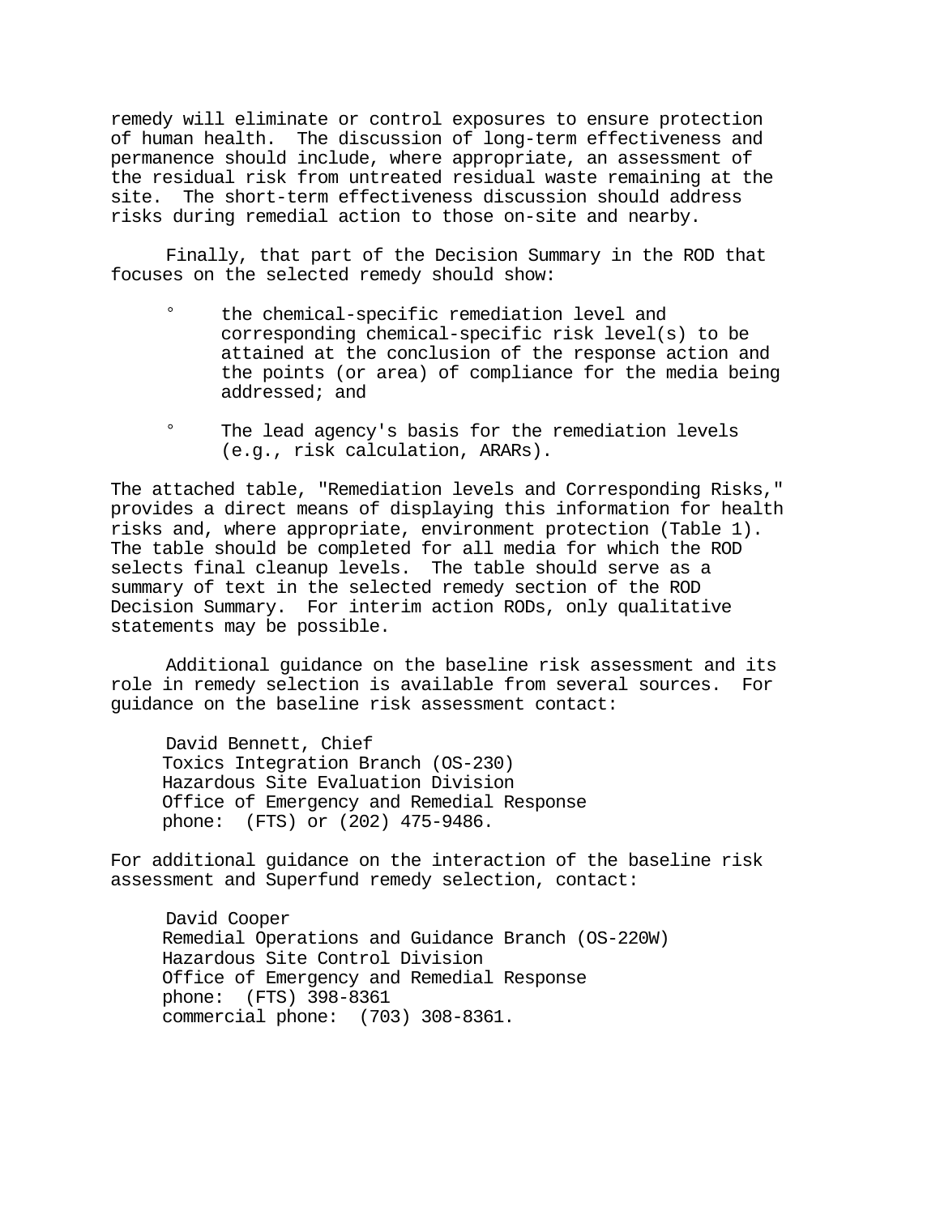remedy will eliminate or control exposures to ensure protection of human health. The discussion of long-term effectiveness and permanence should include, where appropriate, an assessment of the residual risk from untreated residual waste remaining at the site. The short-term effectiveness discussion should address risks during remedial action to those on-site and nearby.

Finally, that part of the Decision Summary in the ROD that focuses on the selected remedy should show:

- the chemical-specific remediation level and corresponding chemical-specific risk level(s) to be attained at the conclusion of the response action and the points (or area) of compliance for the media being addressed; and

- The lead agency's basis for the remediation levels (e.g., risk calculation, ARARs).

The attached table, "Remediation levels and Corresponding Risks," provides a direct means of displaying this information for health risks and, where appropriate, environment protection (Table 1). The table should be completed for all media for which the ROD selects final cleanup levels. The table should serve as a summary of text in the selected remedy section of the ROD Decision Summary. For interim action RODs, only qualitative statements may be possible.

Additional guidance on the baseline risk assessment and its role in remedy selection is available from several sources. For guidance on the baseline risk assessment contact:

David Bennett, Chief
Toxics Integration Branch (OS-230)
Hazardous Site Evaluation Division
Office of Emergency and Remedial Response
phone: (FTS) or (202) 475-9486.

For additional guidance on the interaction of the baseline risk assessment and Superfund remedy selection, contact:

David Cooper
Remedial Operations and Guidance Branch (OS-220W)
Hazardous Site Control Division
Office of Emergency and Remedial Response
phone: (FTS) 398-8361
commercial phone: (703) 308-8361.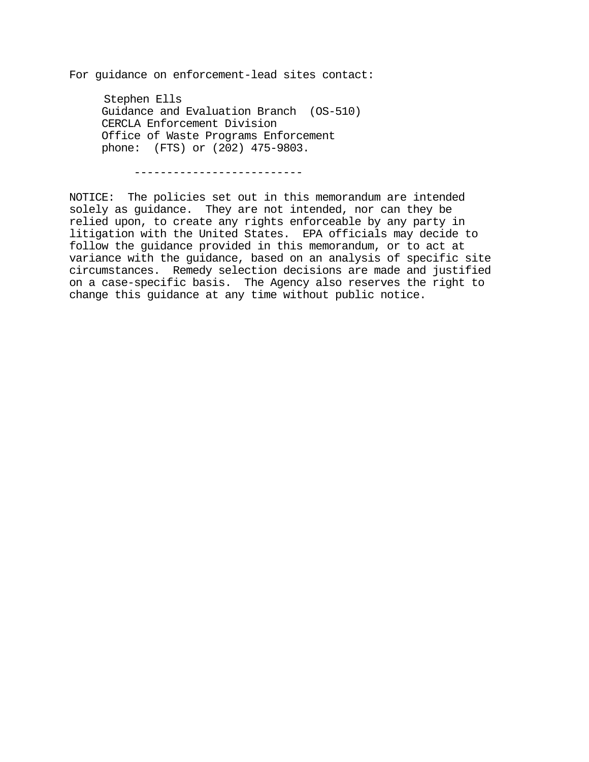For guidance on enforcement-lead sites contact:

Stephen Ells
Guidance and Evaluation Branch (OS-510)
CERCLA Enforcement Division
Office of Waste Programs Enforcement
phone: (FTS) or (202) 475-9803.

-------------------------

NOTICE: The policies set out in this memorandum are intended solely as guidance. They are not intended, nor can they be relied upon, to create any rights enforceable by any party in litigation with the United States. EPA officials may decide to follow the guidance provided in this memorandum, or to act at variance with the guidance, based on an analysis of specific site circumstances. Remedy selection decisions are made and justified on a case-specific basis. The Agency also reserves the right to change this guidance at any time without public notice.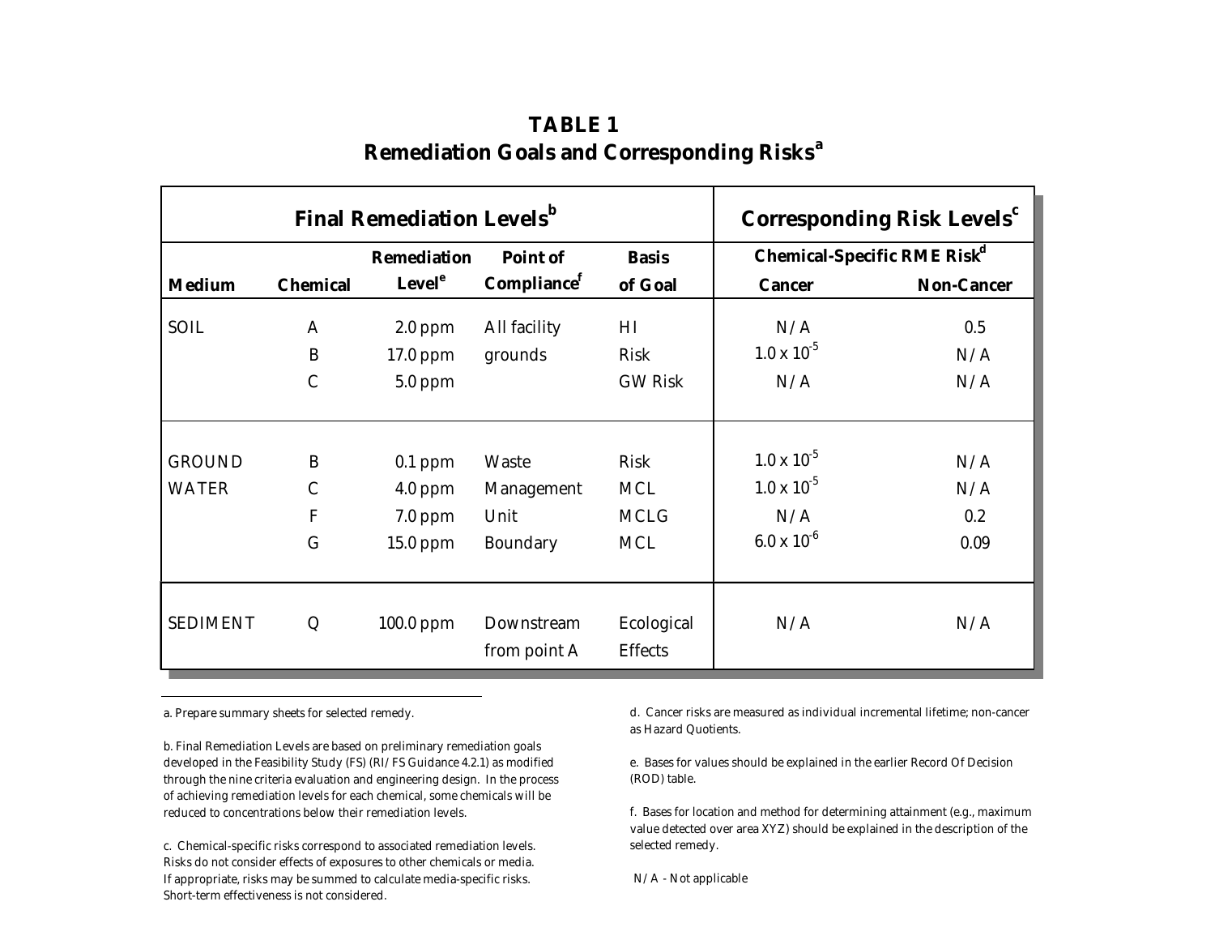# TABLE 1
## Remediation Goals and Corresponding Risks[a]

| Final Remediation Levels[b] | | | | | Corresponding Risk Levels[c] | |
|---|---|---|---|---|---|---|
| | | Remediation | Point of | Basis | Chemical-Specific RME Risk[d] | |
| Medium | Chemical | Level[e] | Compliance[f] | of Goal | Cancer | Non-Cancer |
| SOIL | A | 2.0 ppm | All facility grounds | HI | N/A | 0.5 |
| | B | 17.0 ppm | | Risk | $1.0 \times 10^{-5}$ | N/A |
| | C | 5.0 ppm | | GW Risk | N/A | N/A |
| GROUND WATER | B | 0.1 ppm | Waste Management Unit Boundary | Risk | $1.0 \times 10^{-5}$ | N/A |
| | C | 4.0 ppm | | MCL | $1.0 \times 10^{-5}$ | N/A |
| | F | 7.0 ppm | | MCLG | N/A | 0.2 |
| | G | 15.0 ppm | | MCL | $6.0 \times 10^{-6}$ | 0.09 |
| SEDIMENT | Q | 100.0 ppm | Downstream from point A | Ecological Effects | N/A | N/A |

a. Prepare summary sheets for selected remedy.

b. Final Remediation Levels are based on preliminary remediation goals developed in the Feasibility Study (FS) (RI/FS Guidance 4.2.1) as modified through the nine criteria evaluation and engineering design. In the process of achieving remediation levels for each chemical, some chemicals will be reduced to concentrations below their remediation levels.

c. Chemical-specific risks correspond to associated remediation levels. Risks do not consider effects of exposures to other chemicals or media. If appropriate, risks may be summed to calculate media-specific risks. Short-term effectiveness is not considered.

d. Cancer risks are measured as individual incremental lifetime; non-cancer as Hazard Quotients.

e. Bases for values should be explained in the earlier Record Of Decision (ROD) table.

f. Bases for location and method for determining attainment (e.g., maximum value detected over area XYZ) should be explained in the description of the selected remedy.

N/A - Not applicable